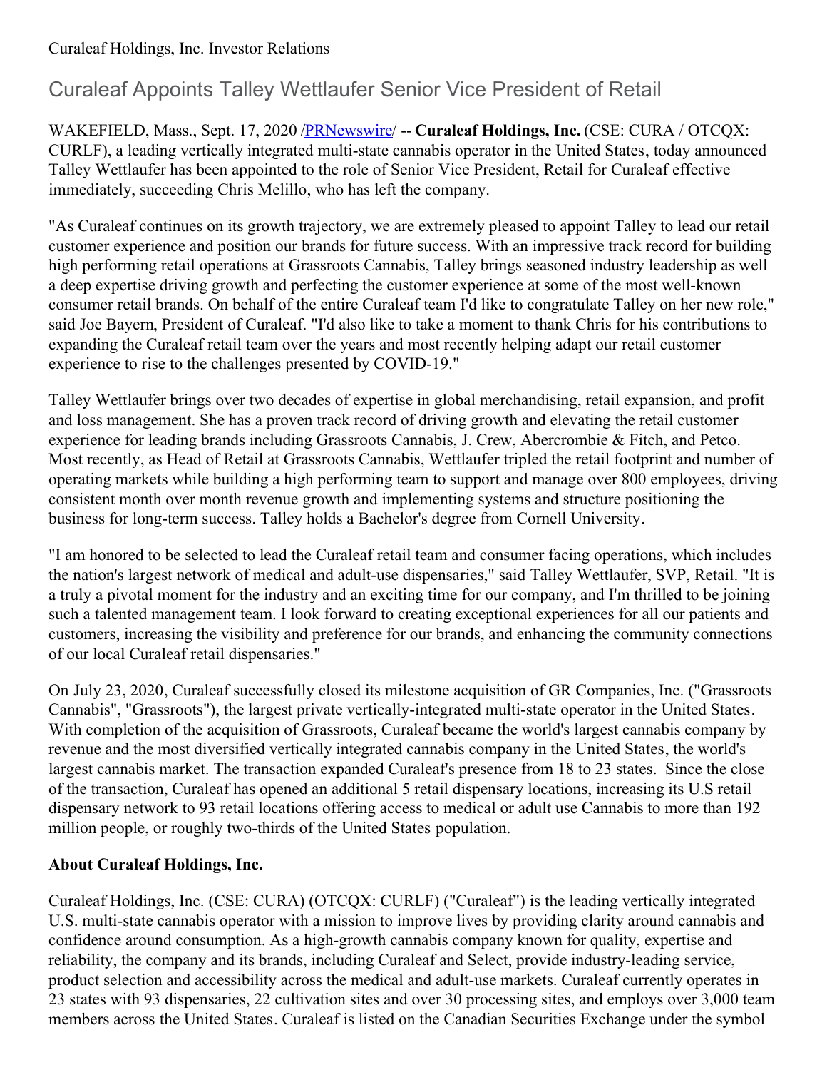Curaleaf Holdings, Inc. Investor Relations

# Curaleaf Appoints Talley Wettlaufer Senior Vice President of Retail

WAKEFIELD, Mass., Sept. 17, 2020 /[PRNewswire](http://www.prnewswire.com/)/ -- **Curaleaf Holdings, Inc.** (CSE: CURA / OTCQX: CURLF), a leading vertically integrated multi-state cannabis operator in the United States, today announced Talley Wettlaufer has been appointed to the role of Senior Vice President, Retail for Curaleaf effective immediately, succeeding Chris Melillo, who has left the company.

"As Curaleaf continues on its growth trajectory, we are extremely pleased to appoint Talley to lead our retail customer experience and position our brands for future success. With an impressive track record for building high performing retail operations at Grassroots Cannabis, Talley brings seasoned industry leadership as well a deep expertise driving growth and perfecting the customer experience at some of the most well-known consumer retail brands. On behalf of the entire Curaleaf team I'd like to congratulate Talley on her new role," said Joe Bayern, President of Curaleaf. "I'd also like to take a moment to thank Chris for his contributions to expanding the Curaleaf retail team over the years and most recently helping adapt our retail customer experience to rise to the challenges presented by COVID-19."

Talley Wettlaufer brings over two decades of expertise in global merchandising, retail expansion, and profit and loss management. She has a proven track record of driving growth and elevating the retail customer experience for leading brands including Grassroots Cannabis, J. Crew, Abercrombie & Fitch, and Petco. Most recently, as Head of Retail at Grassroots Cannabis, Wettlaufer tripled the retail footprint and number of operating markets while building a high performing team to support and manage over 800 employees, driving consistent month over month revenue growth and implementing systems and structure positioning the business for long-term success. Talley holds a Bachelor's degree from Cornell University.

"I am honored to be selected to lead the Curaleaf retail team and consumer facing operations, which includes the nation's largest network of medical and adult-use dispensaries," said Talley Wettlaufer, SVP, Retail. "It is a truly a pivotal moment for the industry and an exciting time for our company, and I'm thrilled to be joining such a talented management team. I look forward to creating exceptional experiences for all our patients and customers, increasing the visibility and preference for our brands, and enhancing the community connections of our local Curaleaf retail dispensaries."

On July 23, 2020, Curaleaf successfully closed its milestone acquisition of GR Companies, Inc. ("Grassroots Cannabis", "Grassroots"), the largest private vertically-integrated multi-state operator in the United States. With completion of the acquisition of Grassroots, Curaleaf became the world's largest cannabis company by revenue and the most diversified vertically integrated cannabis company in the United States, the world's largest cannabis market. The transaction expanded Curaleaf's presence from 18 to 23 states. Since the close of the transaction, Curaleaf has opened an additional 5 retail dispensary locations, increasing its U.S retail dispensary network to 93 retail locations offering access to medical or adult use Cannabis to more than 192 million people, or roughly two-thirds of the United States population.

**About Curaleaf Holdings, Inc.**

Curaleaf Holdings, Inc. (CSE: CURA) (OTCQX: CURLF) ("Curaleaf") is the leading vertically integrated U.S. multi-state cannabis operator with a mission to improve lives by providing clarity around cannabis and confidence around consumption. As a high-growth cannabis company known for quality, expertise and reliability, the company and its brands, including Curaleaf and Select, provide industry-leading service, product selection and accessibility across the medical and adult-use markets. Curaleaf currently operates in 23 states with 93 dispensaries, 22 cultivation sites and over 30 processing sites, and employs over 3,000 team members across the United States. Curaleaf is listed on the Canadian Securities Exchange under the symbol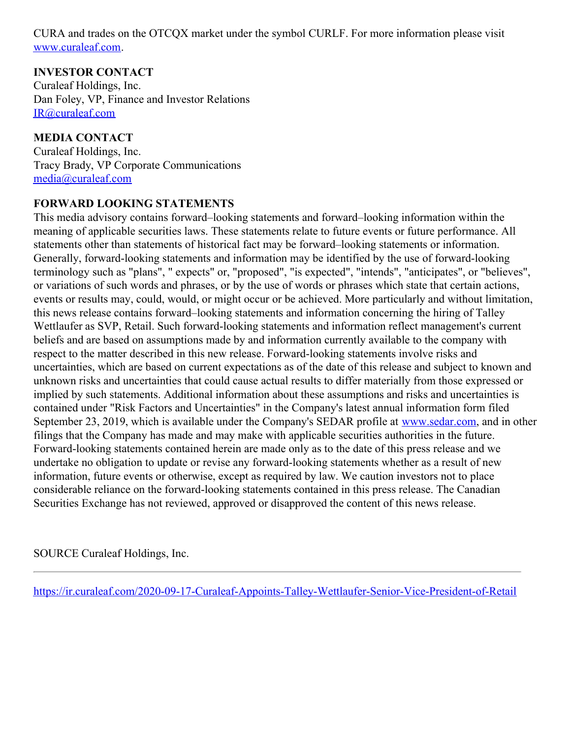CURA and trades on the OTCQX market under the symbol CURLF. For more information please visit www.curaleaf.com.

**INVESTOR CONTACT**
Curaleaf Holdings, Inc.
Dan Foley, VP, Finance and Investor Relations
IR@curaleaf.com

**MEDIA CONTACT**
Curaleaf Holdings, Inc.
Tracy Brady, VP Corporate Communications
media@curaleaf.com

**FORWARD LOOKING STATEMENTS**
This media advisory contains forward–looking statements and forward–looking information within the meaning of applicable securities laws. These statements relate to future events or future performance. All statements other than statements of historical fact may be forward–looking statements or information. Generally, forward-looking statements and information may be identified by the use of forward-looking terminology such as "plans", " expects" or, "proposed", "is expected", "intends", "anticipates", or "believes", or variations of such words and phrases, or by the use of words or phrases which state that certain actions, events or results may, could, would, or might occur or be achieved. More particularly and without limitation, this news release contains forward–looking statements and information concerning the hiring of Talley Wettlaufer as SVP, Retail. Such forward-looking statements and information reflect management's current beliefs and are based on assumptions made by and information currently available to the company with respect to the matter described in this new release. Forward-looking statements involve risks and uncertainties, which are based on current expectations as of the date of this release and subject to known and unknown risks and uncertainties that could cause actual results to differ materially from those expressed or implied by such statements. Additional information about these assumptions and risks and uncertainties is contained under "Risk Factors and Uncertainties" in the Company's latest annual information form filed September 23, 2019, which is available under the Company's SEDAR profile at www.sedar.com, and in other filings that the Company has made and may make with applicable securities authorities in the future. Forward-looking statements contained herein are made only as to the date of this press release and we undertake no obligation to update or revise any forward-looking statements whether as a result of new information, future events or otherwise, except as required by law. We caution investors not to place considerable reliance on the forward-looking statements contained in this press release. The Canadian Securities Exchange has not reviewed, approved or disapproved the content of this news release.

SOURCE Curaleaf Holdings, Inc.

---

https://ir.curaleaf.com/2020-09-17-Curaleaf-Appoints-Talley-Wettlaufer-Senior-Vice-President-of-Retail